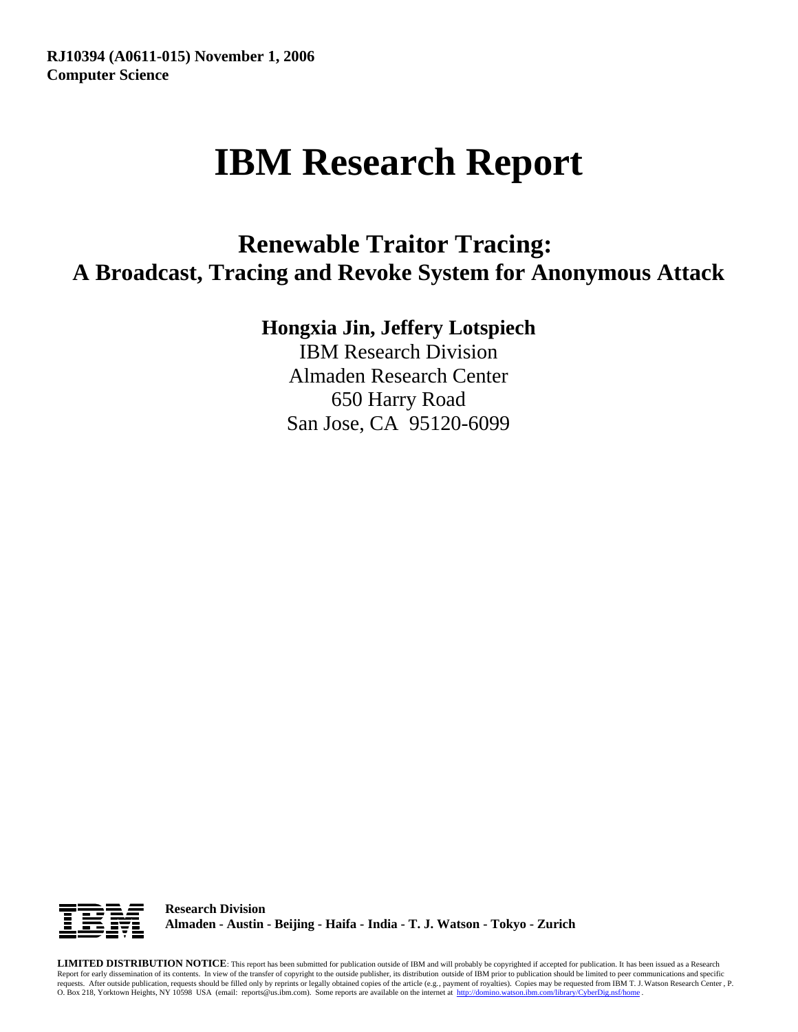**RJ10394 (A0611-015) November 1, 2006**
**Computer Science**

# IBM Research Report

## Renewable Traitor Tracing: A Broadcast, Tracing and Revoke System for Anonymous Attack

**Hongxia Jin, Jeffery Lotspiech**

IBM Research Division
Almaden Research Center
650 Harry Road
San Jose, CA 95120-6099

**Research Division**
**Almaden - Austin - Beijing - Haifa - India - T. J. Watson - Tokyo - Zurich**

**LIMITED DISTRIBUTION NOTICE**: This report has been submitted for publication outside of IBM and will probably be copyrighted if accepted for publication. It has been issued as a Research Report for early dissemination of its contents. In view of the transfer of copyright to the outside publisher, its distribution outside of IBM prior to publication should be limited to peer communications and specific requests. After outside publication, requests should be filled only by reprints or legally obtained copies of the article (e.g., payment of royalties). Copies may be requested from IBM T. J. Watson Research Center , P. O. Box 218, Yorktown Heights, NY 10598 USA (email: reports@us.ibm.com). Some reports are available on the internet at http://domino.watson.ibm.com/library/CyberDig.nsf/home .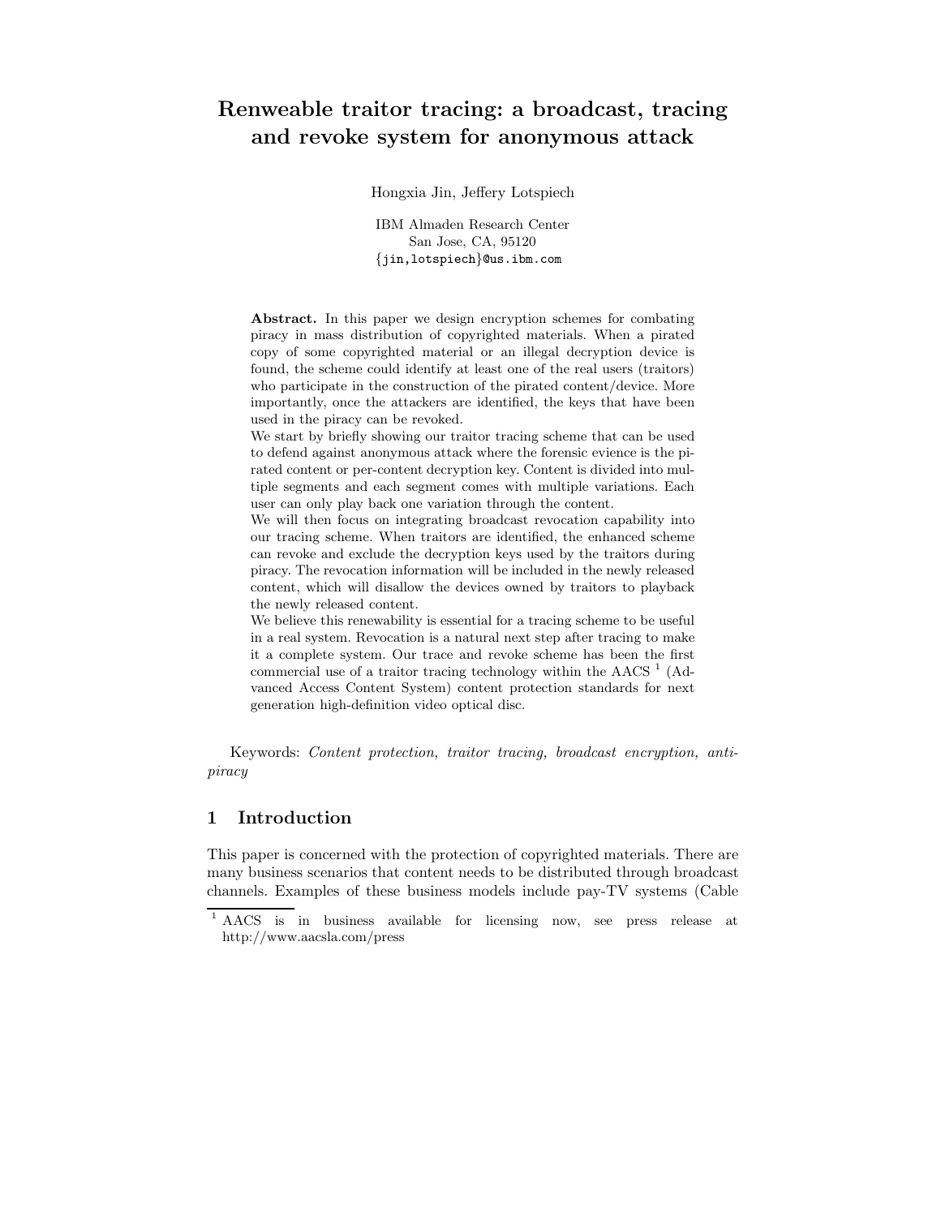# Renweable traitor tracing: a broadcast, tracing and revoke system for anonymous attack

Hongxia Jin, Jeffery Lotspiech

IBM Almaden Research Center
San Jose, CA, 95120
{jin,lotspiech}@us.ibm.com

**Abstract.** In this paper we design encryption schemes for combating piracy in mass distribution of copyrighted materials. When a pirated copy of some copyrighted material or an illegal decryption device is found, the scheme could identify at least one of the real users (traitors) who participate in the construction of the pirated content/device. More importantly, once the attackers are identified, the keys that have been used in the piracy can be revoked.
We start by briefly showing our traitor tracing scheme that can be used to defend against anonymous attack where the forensic evience is the pirated content or per-content decryption key. Content is divided into multiple segments and each segment comes with multiple variations. Each user can only play back one variation through the content.
We will then focus on integrating broadcast revocation capability into our tracing scheme. When traitors are identified, the enhanced scheme can revoke and exclude the decryption keys used by the traitors during piracy. The revocation information will be included in the newly released content, which will disallow the devices owned by traitors to playback the newly released content.
We believe this renewability is essential for a tracing scheme to be useful in a real system. Revocation is a natural next step after tracing to make it a complete system. Our trace and revoke scheme has been the first commercial use of a traitor tracing technology within the AACS [1] (Advanced Access Content System) content protection standards for next generation high-definition video optical disc.

Keywords: *Content protection, traitor tracing, broadcast encryption, anti-piracy*

## 1 Introduction

This paper is concerned with the protection of copyrighted materials. There are many business scenarios that content needs to be distributed through broadcast channels. Examples of these business models include pay-TV systems (Cable

[1] AACS is in business available for licensing now, see press release at http://www.aacsla.com/press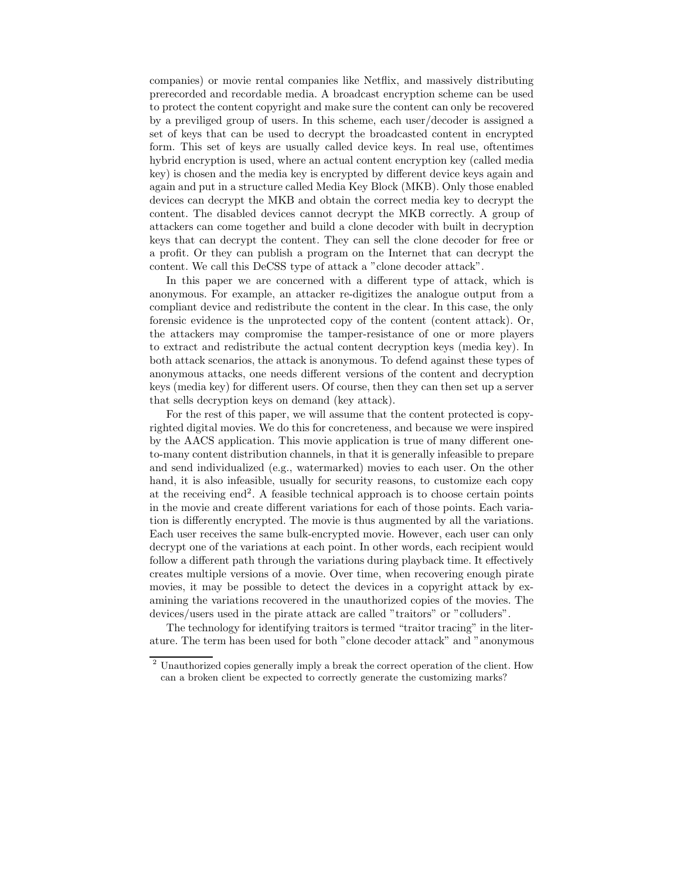companies) or movie rental companies like Netflix, and massively distributing prerecorded and recordable media. A broadcast encryption scheme can be used to protect the content copyright and make sure the content can only be recovered by a previliged group of users. In this scheme, each user/decoder is assigned a set of keys that can be used to decrypt the broadcasted content in encrypted form. This set of keys are usually called device keys. In real use, oftentimes hybrid encryption is used, where an actual content encryption key (called media key) is chosen and the media key is encrypted by different device keys again and again and put in a structure called Media Key Block (MKB). Only those enabled devices can decrypt the MKB and obtain the correct media key to decrypt the content. The disabled devices cannot decrypt the MKB correctly. A group of attackers can come together and build a clone decoder with built in decryption keys that can decrypt the content. They can sell the clone decoder for free or a profit. Or they can publish a program on the Internet that can decrypt the content. We call this DeCSS type of attack a "clone decoder attack".

In this paper we are concerned with a different type of attack, which is anonymous. For example, an attacker re-digitizes the analogue output from a compliant device and redistribute the content in the clear. In this case, the only forensic evidence is the unprotected copy of the content (content attack). Or, the attackers may compromise the tamper-resistance of one or more players to extract and redistribute the actual content decryption keys (media key). In both attack scenarios, the attack is anonymous. To defend against these types of anonymous attacks, one needs different versions of the content and decryption keys (media key) for different users. Of course, then they can then set up a server that sells decryption keys on demand (key attack).

For the rest of this paper, we will assume that the content protected is copyrighted digital movies. We do this for concreteness, and because we were inspired by the AACS application. This movie application is true of many different one-to-many content distribution channels, in that it is generally infeasible to prepare and send individualized (e.g., watermarked) movies to each user. On the other hand, it is also infeasible, usually for security reasons, to customize each copy at the receiving end[2]. A feasible technical approach is to choose certain points in the movie and create different variations for each of those points. Each variation is differently encrypted. The movie is thus augmented by all the variations. Each user receives the same bulk-encrypted movie. However, each user can only decrypt one of the variations at each point. In other words, each recipient would follow a different path through the variations during playback time. It effectively creates multiple versions of a movie. Over time, when recovering enough pirate movies, it may be possible to detect the devices in a copyright attack by examining the variations recovered in the unauthorized copies of the movies. The devices/users used in the pirate attack are called "traitors" or "colluders".

The technology for identifying traitors is termed "traitor tracing" in the literature. The term has been used for both "clone decoder attack" and "anonymous

[2] Unauthorized copies generally imply a break the correct operation of the client. How can a broken client be expected to correctly generate the customizing marks?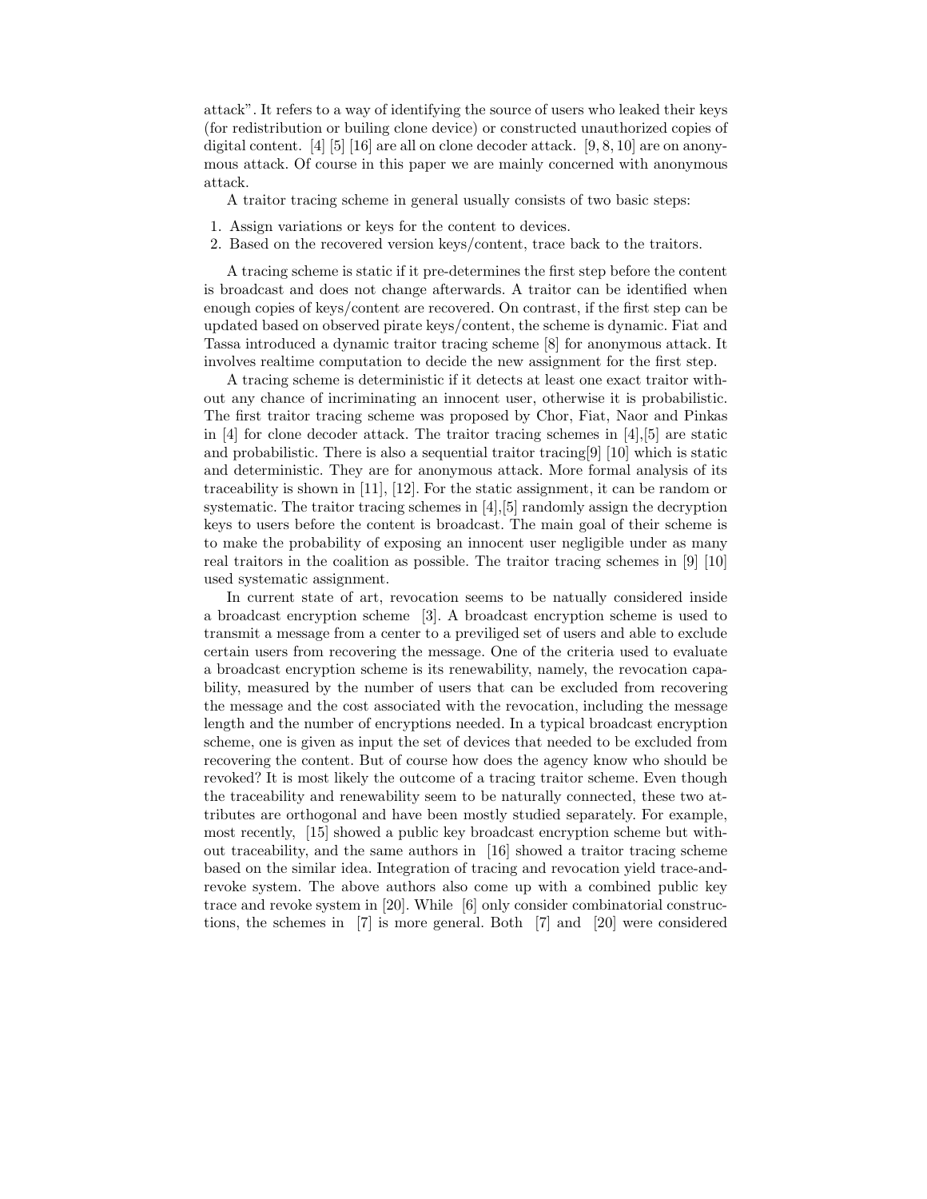attack". It refers to a way of identifying the source of users who leaked their keys (for redistribution or builing clone device) or constructed unauthorized copies of digital content. [4] [5] [16] are all on clone decoder attack. [9, 8, 10] are on anonymous attack. Of course in this paper we are mainly concerned with anonymous attack.

A traitor tracing scheme in general usually consists of two basic steps:

1. Assign variations or keys for the content to devices.
2. Based on the recovered version keys/content, trace back to the traitors.

A tracing scheme is static if it pre-determines the first step before the content is broadcast and does not change afterwards. A traitor can be identified when enough copies of keys/content are recovered. On contrast, if the first step can be updated based on observed pirate keys/content, the scheme is dynamic. Fiat and Tassa introduced a dynamic traitor tracing scheme [8] for anonymous attack. It involves realtime computation to decide the new assignment for the first step.

A tracing scheme is deterministic if it detects at least one exact traitor without any chance of incriminating an innocent user, otherwise it is probabilistic. The first traitor tracing scheme was proposed by Chor, Fiat, Naor and Pinkas in [4] for clone decoder attack. The traitor tracing schemes in [4],[5] are static and probabilistic. There is also a sequential traitor tracing[9] [10] which is static and deterministic. They are for anonymous attack. More formal analysis of its traceability is shown in [11], [12]. For the static assignment, it can be random or systematic. The traitor tracing schemes in [4],[5] randomly assign the decryption keys to users before the content is broadcast. The main goal of their scheme is to make the probability of exposing an innocent user negligible under as many real traitors in the coalition as possible. The traitor tracing schemes in [9] [10] used systematic assignment.

In current state of art, revocation seems to be natually considered inside a broadcast encryption scheme [3]. A broadcast encryption scheme is used to transmit a message from a center to a previliged set of users and able to exclude certain users from recovering the message. One of the criteria used to evaluate a broadcast encryption scheme is its renewability, namely, the revocation capability, measured by the number of users that can be excluded from recovering the message and the cost associated with the revocation, including the message length and the number of encryptions needed. In a typical broadcast encryption scheme, one is given as input the set of devices that needed to be excluded from recovering the content. But of course how does the agency know who should be revoked? It is most likely the outcome of a tracing traitor scheme. Even though the traceability and renewability seem to be naturally connected, these two attributes are orthogonal and have been mostly studied separately. For example, most recently, [15] showed a public key broadcast encryption scheme but without traceability, and the same authors in [16] showed a traitor tracing scheme based on the similar idea. Integration of tracing and revocation yield trace-and-revoke system. The above authors also come up with a combined public key trace and revoke system in [20]. While [6] only consider combinatorial constructions, the schemes in [7] is more general. Both [7] and [20] were considered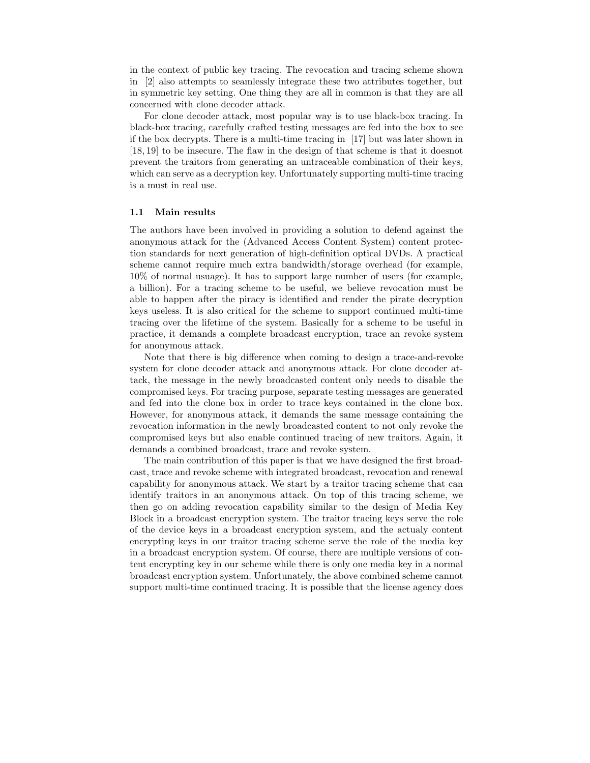in the context of public key tracing. The revocation and tracing scheme shown in [2] also attempts to seamlessly integrate these two attributes together, but in symmetric key setting. One thing they are all in common is that they are all concerned with clone decoder attack.

For clone decoder attack, most popular way is to use black-box tracing. In black-box tracing, carefully crafted testing messages are fed into the box to see if the box decrypts. There is a multi-time tracing in [17] but was later shown in [18, 19] to be insecure. The flaw in the design of that scheme is that it doesnot prevent the traitors from generating an untraceable combination of their keys, which can serve as a decryption key. Unfortunately supporting multi-time tracing is a must in real use.

### 1.1 Main results

The authors have been involved in providing a solution to defend against the anonymous attack for the (Advanced Access Content System) content protection standards for next generation of high-definition optical DVDs. A practical scheme cannot require much extra bandwidth/storage overhead (for example, 10% of normal usuage). It has to support large number of users (for example, a billion). For a tracing scheme to be useful, we believe revocation must be able to happen after the piracy is identified and render the pirate decryption keys useless. It is also critical for the scheme to support continued multi-time tracing over the lifetime of the system. Basically for a scheme to be useful in practice, it demands a complete broadcast encryption, trace an revoke system for anonymous attack.

Note that there is big difference when coming to design a trace-and-revoke system for clone decoder attack and anonymous attack. For clone decoder attack, the message in the newly broadcasted content only needs to disable the compromised keys. For tracing purpose, separate testing messages are generated and fed into the clone box in order to trace keys contained in the clone box. However, for anonymous attack, it demands the same message containing the revocation information in the newly broadcasted content to not only revoke the compromised keys but also enable continued tracing of new traitors. Again, it demands a combined broadcast, trace and revoke system.

The main contribution of this paper is that we have designed the first broadcast, trace and revoke scheme with integrated broadcast, revocation and renewal capability for anonymous attack. We start by a traitor tracing scheme that can identify traitors in an anonymous attack. On top of this tracing scheme, we then go on adding revocation capability similar to the design of Media Key Block in a broadcast encryption system. The traitor tracing keys serve the role of the device keys in a broadcast encryption system, and the actualy content encrypting keys in our traitor tracing scheme serve the role of the media key in a broadcast encryption system. Of course, there are multiple versions of content encrypting key in our scheme while there is only one media key in a normal broadcast encryption system. Unfortunately, the above combined scheme cannot support multi-time continued tracing. It is possible that the license agency does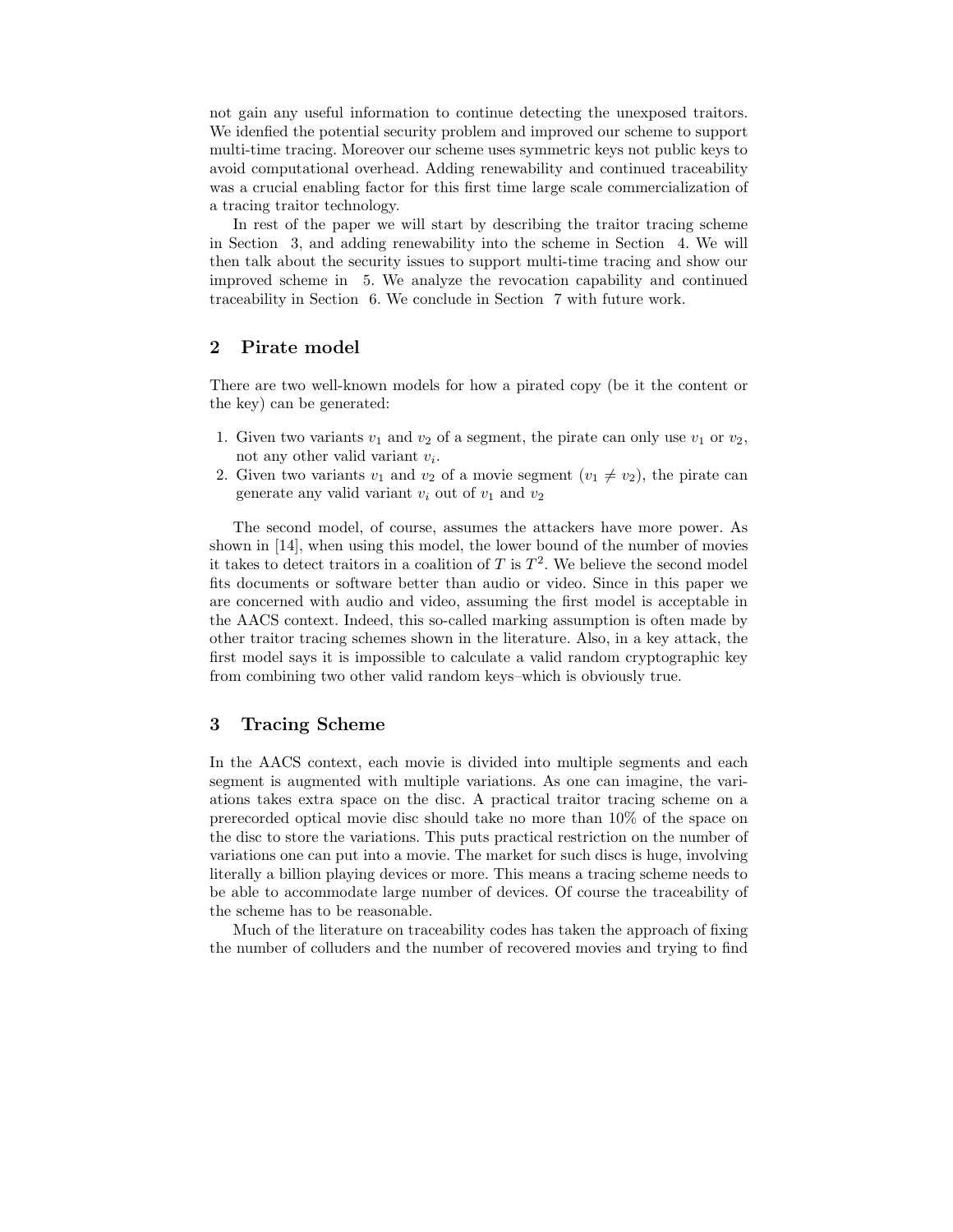not gain any useful information to continue detecting the unexposed traitors. We idenfied the potential security problem and improved our scheme to support multi-time tracing. Moreover our scheme uses symmetric keys not public keys to avoid computational overhead. Adding renewability and continued traceability was a crucial enabling factor for this first time large scale commercialization of a tracing traitor technology.

In rest of the paper we will start by describing the traitor tracing scheme in Section 3, and adding renewability into the scheme in Section 4. We will then talk about the security issues to support multi-time tracing and show our improved scheme in 5. We analyze the revocation capability and continued traceability in Section 6. We conclude in Section 7 with future work.

## 2 Pirate model

There are two well-known models for how a pirated copy (be it the content or the key) can be generated:

1. Given two variants $v_1$ and $v_2$ of a segment, the pirate can only use $v_1$ or $v_2$, not any other valid variant $v_i$.
2. Given two variants $v_1$ and $v_2$ of a movie segment ($v_1 \neq v_2$), the pirate can generate any valid variant $v_i$ out of $v_1$ and $v_2$

The second model, of course, assumes the attackers have more power. As shown in [14], when using this model, the lower bound of the number of movies it takes to detect traitors in a coalition of $T$ is $T^2$. We believe the second model fits documents or software better than audio or video. Since in this paper we are concerned with audio and video, assuming the first model is acceptable in the AACS context. Indeed, this so-called marking assumption is often made by other traitor tracing schemes shown in the literature. Also, in a key attack, the first model says it is impossible to calculate a valid random cryptographic key from combining two other valid random keys–which is obviously true.

## 3 Tracing Scheme

In the AACS context, each movie is divided into multiple segments and each segment is augmented with multiple variations. As one can imagine, the variations takes extra space on the disc. A practical traitor tracing scheme on a prerecorded optical movie disc should take no more than 10% of the space on the disc to store the variations. This puts practical restriction on the number of variations one can put into a movie. The market for such discs is huge, involving literally a billion playing devices or more. This means a tracing scheme needs to be able to accommodate large number of devices. Of course the traceability of the scheme has to be reasonable.

Much of the literature on traceability codes has taken the approach of fixing the number of colluders and the number of recovered movies and trying to find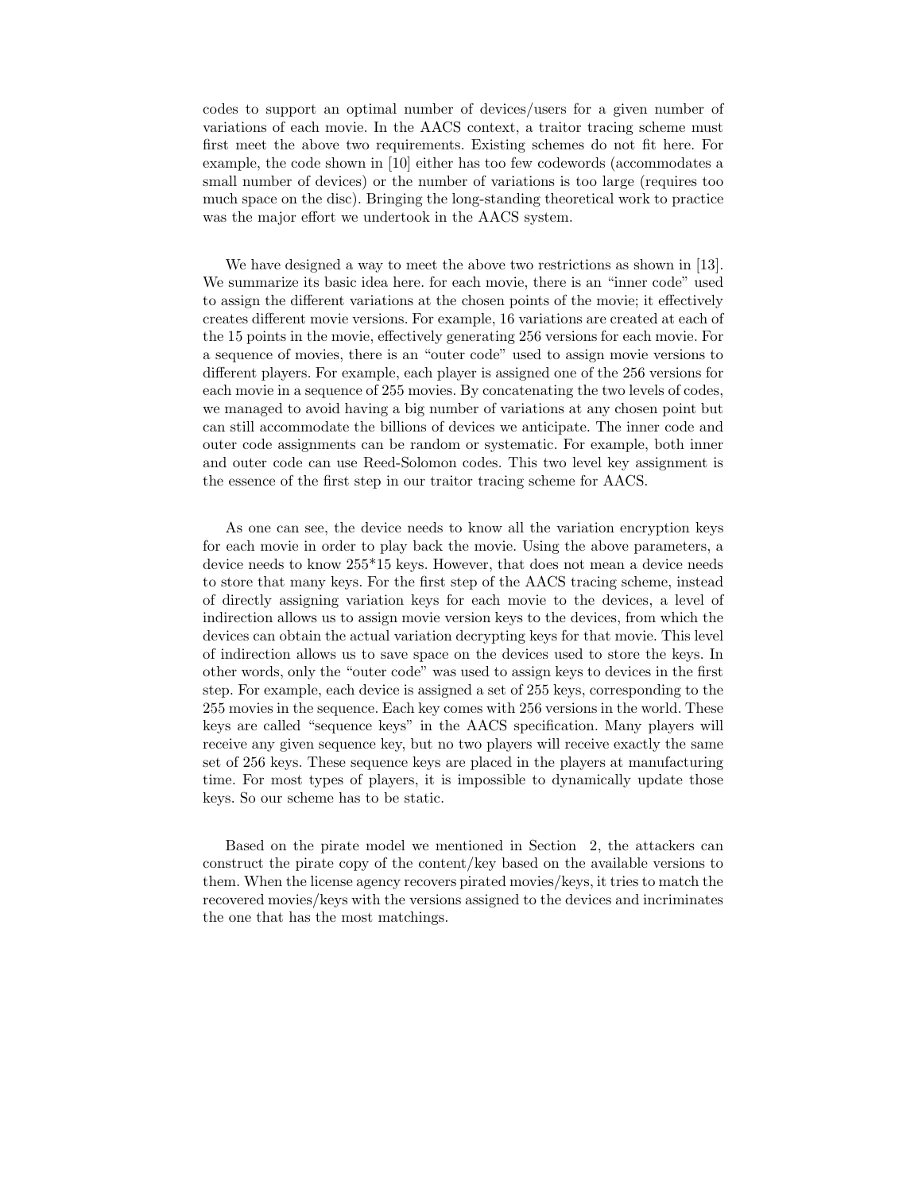codes to support an optimal number of devices/users for a given number of variations of each movie. In the AACS context, a traitor tracing scheme must first meet the above two requirements. Existing schemes do not fit here. For example, the code shown in [10] either has too few codewords (accommodates a small number of devices) or the number of variations is too large (requires too much space on the disc). Bringing the long-standing theoretical work to practice was the major effort we undertook in the AACS system.

We have designed a way to meet the above two restrictions as shown in [13]. We summarize its basic idea here. for each movie, there is an "inner code" used to assign the different variations at the chosen points of the movie; it effectively creates different movie versions. For example, 16 variations are created at each of the 15 points in the movie, effectively generating 256 versions for each movie. For a sequence of movies, there is an "outer code" used to assign movie versions to different players. For example, each player is assigned one of the 256 versions for each movie in a sequence of 255 movies. By concatenating the two levels of codes, we managed to avoid having a big number of variations at any chosen point but can still accommodate the billions of devices we anticipate. The inner code and outer code assignments can be random or systematic. For example, both inner and outer code can use Reed-Solomon codes. This two level key assignment is the essence of the first step in our traitor tracing scheme for AACS.

As one can see, the device needs to know all the variation encryption keys for each movie in order to play back the movie. Using the above parameters, a device needs to know 255*15 keys. However, that does not mean a device needs to store that many keys. For the first step of the AACS tracing scheme, instead of directly assigning variation keys for each movie to the devices, a level of indirection allows us to assign movie version keys to the devices, from which the devices can obtain the actual variation decrypting keys for that movie. This level of indirection allows us to save space on the devices used to store the keys. In other words, only the "outer code" was used to assign keys to devices in the first step. For example, each device is assigned a set of 255 keys, corresponding to the 255 movies in the sequence. Each key comes with 256 versions in the world. These keys are called "sequence keys" in the AACS specification. Many players will receive any given sequence key, but no two players will receive exactly the same set of 256 keys. These sequence keys are placed in the players at manufacturing time. For most types of players, it is impossible to dynamically update those keys. So our scheme has to be static.

Based on the pirate model we mentioned in Section 2, the attackers can construct the pirate copy of the content/key based on the available versions to them. When the license agency recovers pirated movies/keys, it tries to match the recovered movies/keys with the versions assigned to the devices and incriminates the one that has the most matchings.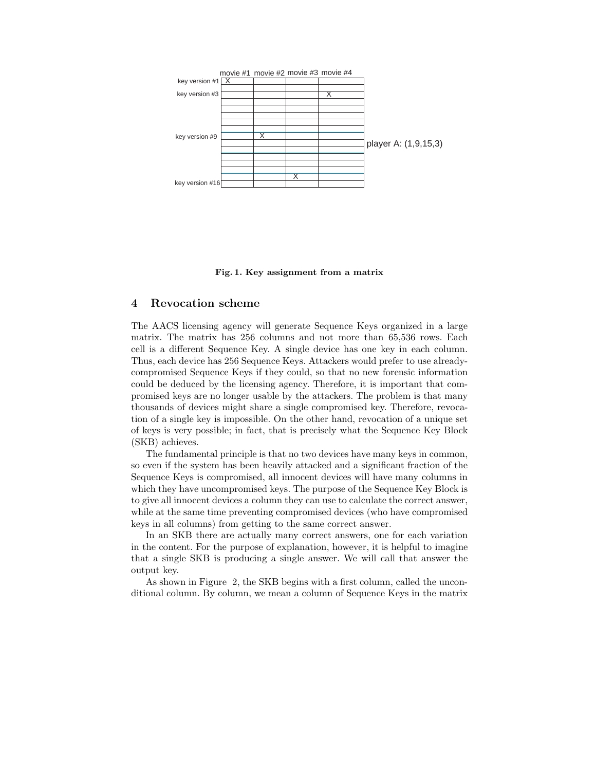Fig. 1. Key assignment from a matrix

## 4 Revocation scheme

The AACS licensing agency will generate Sequence Keys organized in a large matrix. The matrix has 256 columns and not more than 65,536 rows. Each cell is a different Sequence Key. A single device has one key in each column. Thus, each device has 256 Sequence Keys. Attackers would prefer to use already-compromised Sequence Keys if they could, so that no new forensic information could be deduced by the licensing agency. Therefore, it is important that compromised keys are no longer usable by the attackers. The problem is that many thousands of devices might share a single compromised key. Therefore, revocation of a single key is impossible. On the other hand, revocation of a unique set of keys is very possible; in fact, that is precisely what the Sequence Key Block (SKB) achieves.

The fundamental principle is that no two devices have many keys in common, so even if the system has been heavily attacked and a significant fraction of the Sequence Keys is compromised, all innocent devices will have many columns in which they have uncompromised keys. The purpose of the Sequence Key Block is to give all innocent devices a column they can use to calculate the correct answer, while at the same time preventing compromised devices (who have compromised keys in all columns) from getting to the same correct answer.

In an SKB there are actually many correct answers, one for each variation in the content. For the purpose of explanation, however, it is helpful to imagine that a single SKB is producing a single answer. We will call that answer the output key.

As shown in Figure 2, the SKB begins with a first column, called the unconditional column. By column, we mean a column of Sequence Keys in the matrix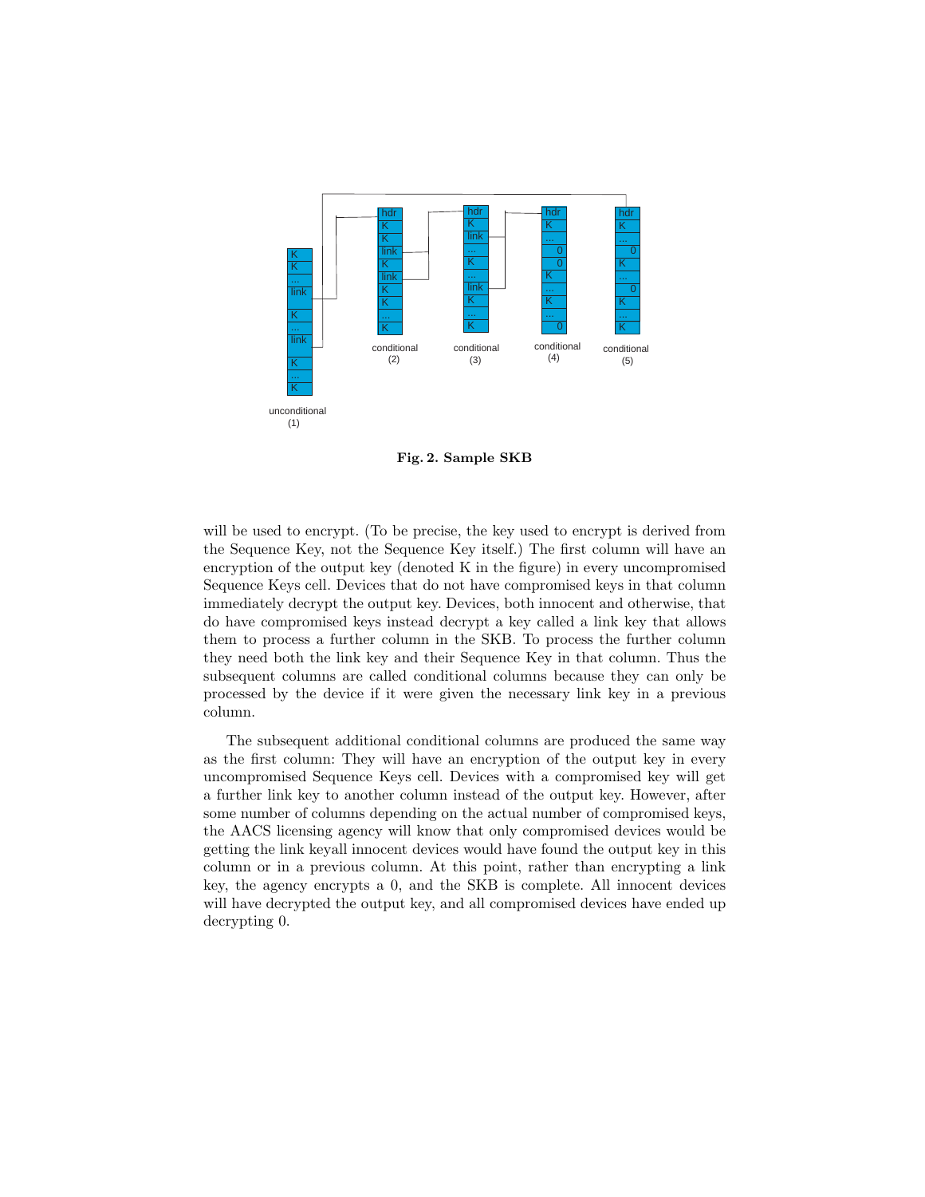**Fig. 2. Sample SKB**

will be used to encrypt. (To be precise, the key used to encrypt is derived from the Sequence Key, not the Sequence Key itself.) The first column will have an encryption of the output key (denoted K in the figure) in every uncompromised Sequence Keys cell. Devices that do not have compromised keys in that column immediately decrypt the output key. Devices, both innocent and otherwise, that do have compromised keys instead decrypt a key called a link key that allows them to process a further column in the SKB. To process the further column they need both the link key and their Sequence Key in that column. Thus the subsequent columns are called conditional columns because they can only be processed by the device if it were given the necessary link key in a previous column.

The subsequent additional conditional columns are produced the same way as the first column: They will have an encryption of the output key in every uncompromised Sequence Keys cell. Devices with a compromised key will get a further link key to another column instead of the output key. However, after some number of columns depending on the actual number of compromised keys, the AACS licensing agency will know that only compromised devices would be getting the link keyall innocent devices would have found the output key in this column or in a previous column. At this point, rather than encrypting a link key, the agency encrypts a 0, and the SKB is complete. All innocent devices will have decrypted the output key, and all compromised devices have ended up decrypting 0.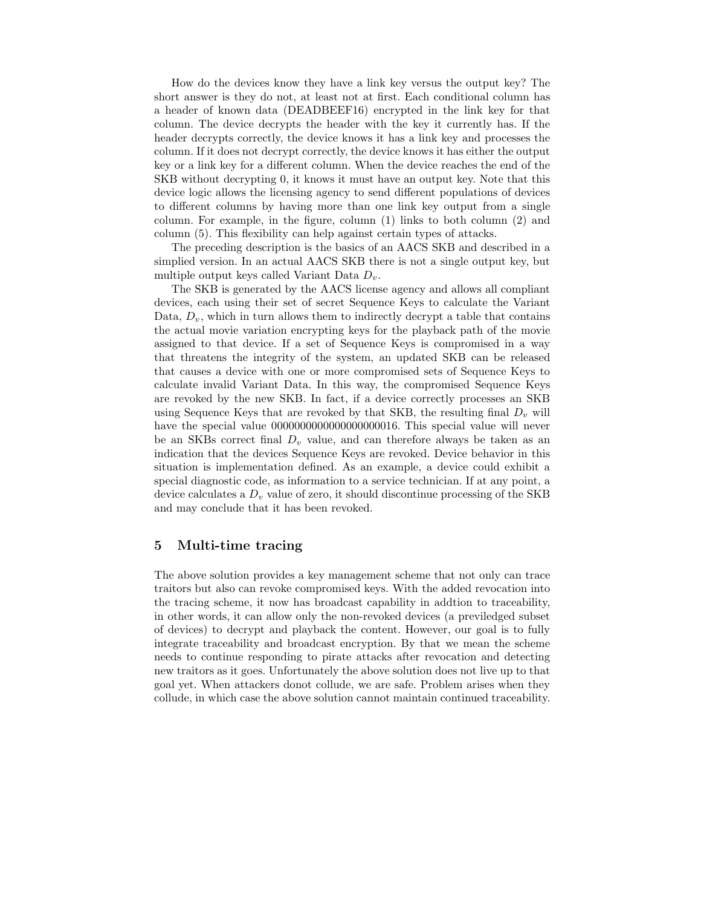How do the devices know they have a link key versus the output key? The short answer is they do not, at least not at first. Each conditional column has a header of known data (DEADBEEF16) encrypted in the link key for that column. The device decrypts the header with the key it currently has. If the header decrypts correctly, the device knows it has a link key and processes the column. If it does not decrypt correctly, the device knows it has either the output key or a link key for a different column. When the device reaches the end of the SKB without decrypting 0, it knows it must have an output key. Note that this device logic allows the licensing agency to send different populations of devices to different columns by having more than one link key output from a single column. For example, in the figure, column (1) links to both column (2) and column (5). This flexibility can help against certain types of attacks.

The preceding description is the basics of an AACS SKB and described in a simplied version. In an actual AACS SKB there is not a single output key, but multiple output keys called Variant Data $D_v$.

The SKB is generated by the AACS license agency and allows all compliant devices, each using their set of secret Sequence Keys to calculate the Variant Data, $D_v$, which in turn allows them to indirectly decrypt a table that contains the actual movie variation encrypting keys for the playback path of the movie assigned to that device. If a set of Sequence Keys is compromised in a way that threatens the integrity of the system, an updated SKB can be released that causes a device with one or more compromised sets of Sequence Keys to calculate invalid Variant Data. In this way, the compromised Sequence Keys are revoked by the new SKB. In fact, if a device correctly processes an SKB using Sequence Keys that are revoked by that SKB, the resulting final $D_v$ will have the special value 0000000000000000000016. This special value will never be an SKBs correct final $D_v$ value, and can therefore always be taken as an indication that the devices Sequence Keys are revoked. Device behavior in this situation is implementation defined. As an example, a device could exhibit a special diagnostic code, as information to a service technician. If at any point, a device calculates a $D_v$ value of zero, it should discontinue processing of the SKB and may conclude that it has been revoked.

## 5 Multi-time tracing

The above solution provides a key management scheme that not only can trace traitors but also can revoke compromised keys. With the added revocation into the tracing scheme, it now has broadcast capability in addtion to traceability, in other words, it can allow only the non-revoked devices (a previledged subset of devices) to decrypt and playback the content. However, our goal is to fully integrate traceability and broadcast encryption. By that we mean the scheme needs to continue responding to pirate attacks after revocation and detecting new traitors as it goes. Unfortunately the above solution does not live up to that goal yet. When attackers donot collude, we are safe. Problem arises when they collude, in which case the above solution cannot maintain continued traceability.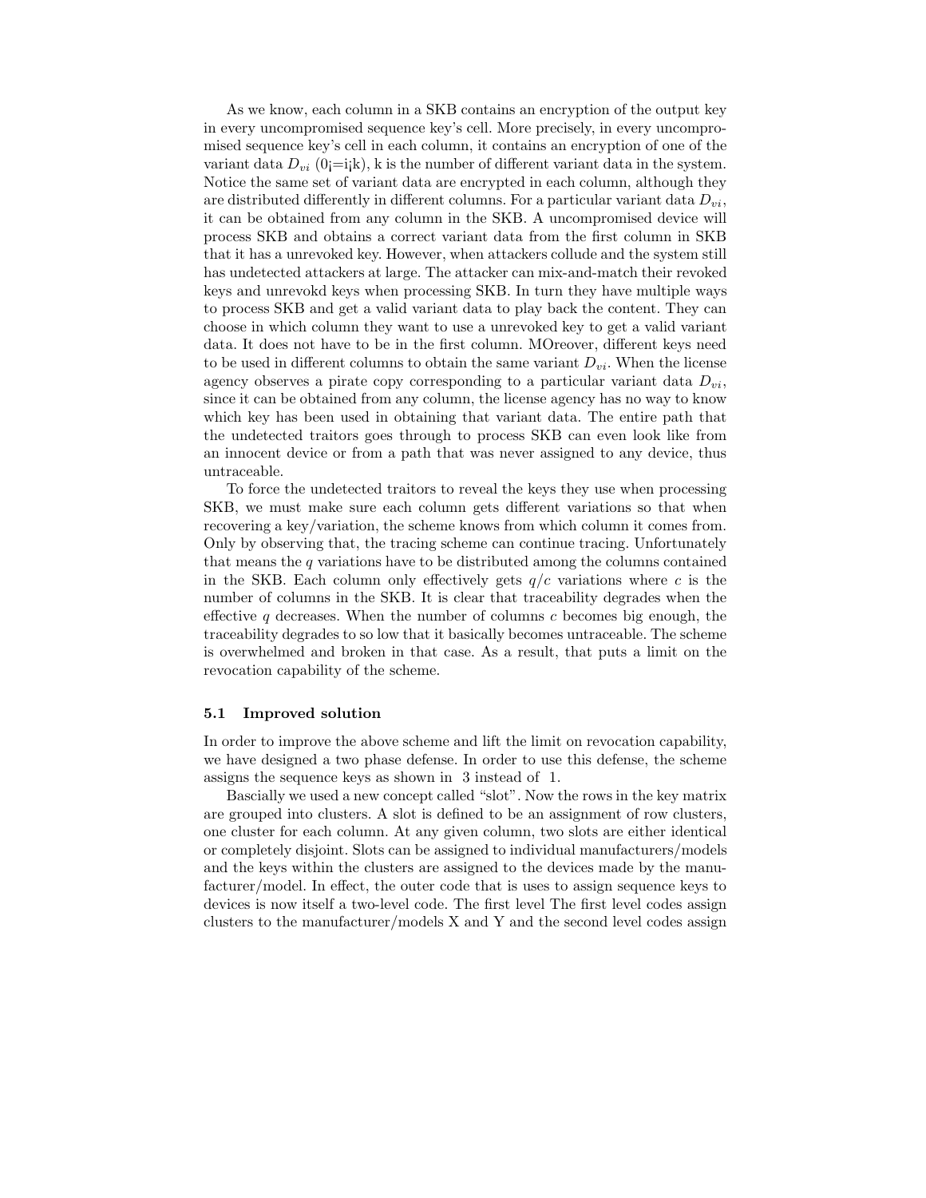As we know, each column in a SKB contains an encryption of the output key in every uncompromised sequence key's cell. More precisely, in every uncompromised sequence key's cell in each column, it contains an encryption of one of the variant data $D_{vi}$ (0¡=i¡k), k is the number of different variant data in the system. Notice the same set of variant data are encrypted in each column, although they are distributed differently in different columns. For a particular variant data $D_{vi}$, it can be obtained from any column in the SKB. A uncompromised device will process SKB and obtains a correct variant data from the first column in SKB that it has a unrevoked key. However, when attackers collude and the system still has undetected attackers at large. The attacker can mix-and-match their revoked keys and unrevokd keys when processing SKB. In turn they have multiple ways to process SKB and get a valid variant data to play back the content. They can choose in which column they want to use a unrevoked key to get a valid variant data. It does not have to be in the first column. MOreover, different keys need to be used in different columns to obtain the same variant $D_{vi}$. When the license agency observes a pirate copy corresponding to a particular variant data $D_{vi}$, since it can be obtained from any column, the license agency has no way to know which key has been used in obtaining that variant data. The entire path that the undetected traitors goes through to process SKB can even look like from an innocent device or from a path that was never assigned to any device, thus untraceable.

To force the undetected traitors to reveal the keys they use when processing SKB, we must make sure each column gets different variations so that when recovering a key/variation, the scheme knows from which column it comes from. Only by observing that, the tracing scheme can continue tracing. Unfortunately that means the $q$ variations have to be distributed among the columns contained in the SKB. Each column only effectively gets $q/c$ variations where $c$ is the number of columns in the SKB. It is clear that traceability degrades when the effective $q$ decreases. When the number of columns $c$ becomes big enough, the traceability degrades to so low that it basically becomes untraceable. The scheme is overwhelmed and broken in that case. As a result, that puts a limit on the revocation capability of the scheme.

### 5.1 Improved solution

In order to improve the above scheme and lift the limit on revocation capability, we have designed a two phase defense. In order to use this defense, the scheme assigns the sequence keys as shown in 3 instead of 1.

Bascially we used a new concept called "slot". Now the rows in the key matrix are grouped into clusters. A slot is defined to be an assignment of row clusters, one cluster for each column. At any given column, two slots are either identical or completely disjoint. Slots can be assigned to individual manufacturers/models and the keys within the clusters are assigned to the devices made by the manufacturer/model. In effect, the outer code that is uses to assign sequence keys to devices is now itself a two-level code. The first level The first level codes assign clusters to the manufacturer/models X and Y and the second level codes assign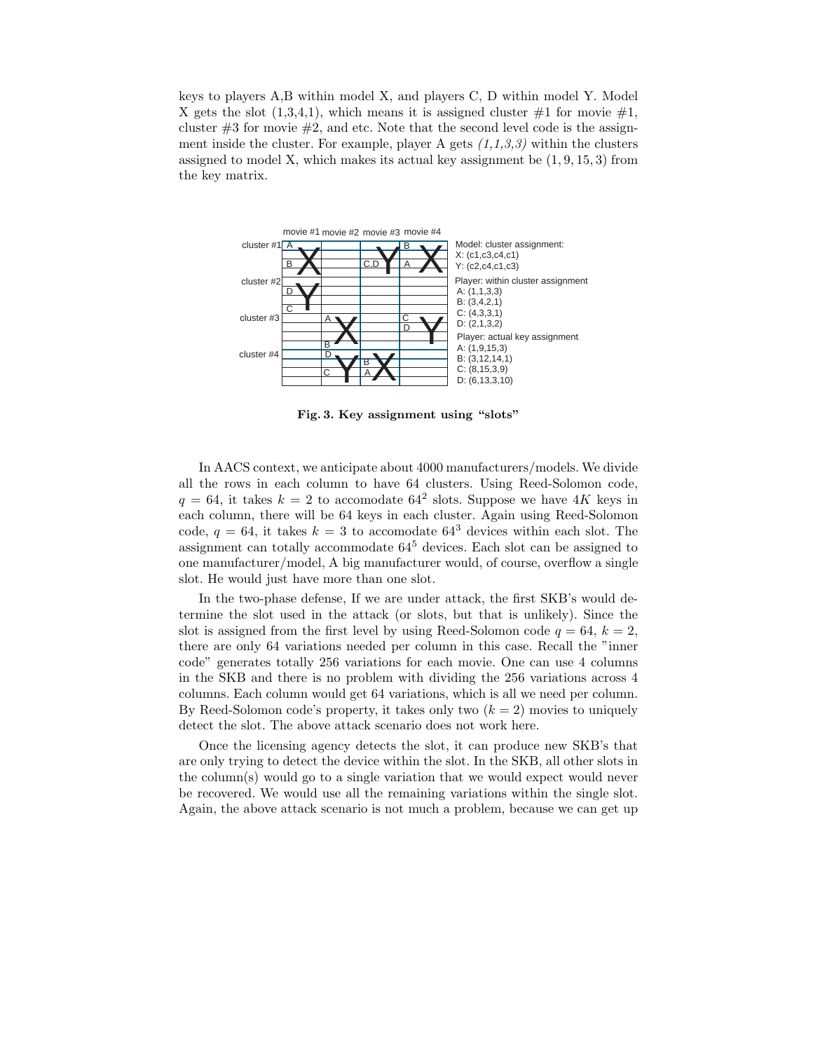keys to players A,B within model X, and players C, D within model Y. Model X gets the slot (1,3,4,1), which means it is assigned cluster #1 for movie #1, cluster #3 for movie #2, and etc. Note that the second level code is the assignment inside the cluster. For example, player A gets *(1,1,3,3)* within the clusters assigned to model X, which makes its actual key assignment be $(1, 9, 15, 3)$ from the key matrix.

Model: cluster assignment:
X: (c1,c3,c4,c1)
Y: (c2,c4,c1,c3)

Player: within cluster assignment
A: (1,1,3,3)
B: (3,4,2,1)
C: (4,3,3,1)
D: (2,1,3,2)

Player: actual key assignment
A: (1,9,15,3)
B: (3,12,14,1)
C: (8,15,3,9)
D: (6,13,3,10)

**Fig. 3. Key assignment using "slots"**

In AACS context, we anticipate about 4000 manufacturers/models. We divide all the rows in each column to have 64 clusters. Using Reed-Solomon code, $q = 64$, it takes $k = 2$ to accomodate $64^2$ slots. Suppose we have $4K$ keys in each column, there will be 64 keys in each cluster. Again using Reed-Solomon code, $q = 64$, it takes $k = 3$ to accomodate $64^3$ devices within each slot. The assignment can totally accommodate $64^5$ devices. Each slot can be assigned to one manufacturer/model, A big manufacturer would, of course, overflow a single slot. He would just have more than one slot.

In the two-phase defense, If we are under attack, the first SKB's would determine the slot used in the attack (or slots, but that is unlikely). Since the slot is assigned from the first level by using Reed-Solomon code $q = 64$, $k = 2$, there are only 64 variations needed per column in this case. Recall the "inner code" generates totally 256 variations for each movie. One can use 4 columns in the SKB and there is no problem with dividing the 256 variations across 4 columns. Each column would get 64 variations, which is all we need per column. By Reed-Solomon code's property, it takes only two ($k = 2$) movies to uniquely detect the slot. The above attack scenario does not work here.

Once the licensing agency detects the slot, it can produce new SKB's that are only trying to detect the device within the slot. In the SKB, all other slots in the column(s) would go to a single variation that we would expect would never be recovered. We would use all the remaining variations within the single slot. Again, the above attack scenario is not much a problem, because we can get up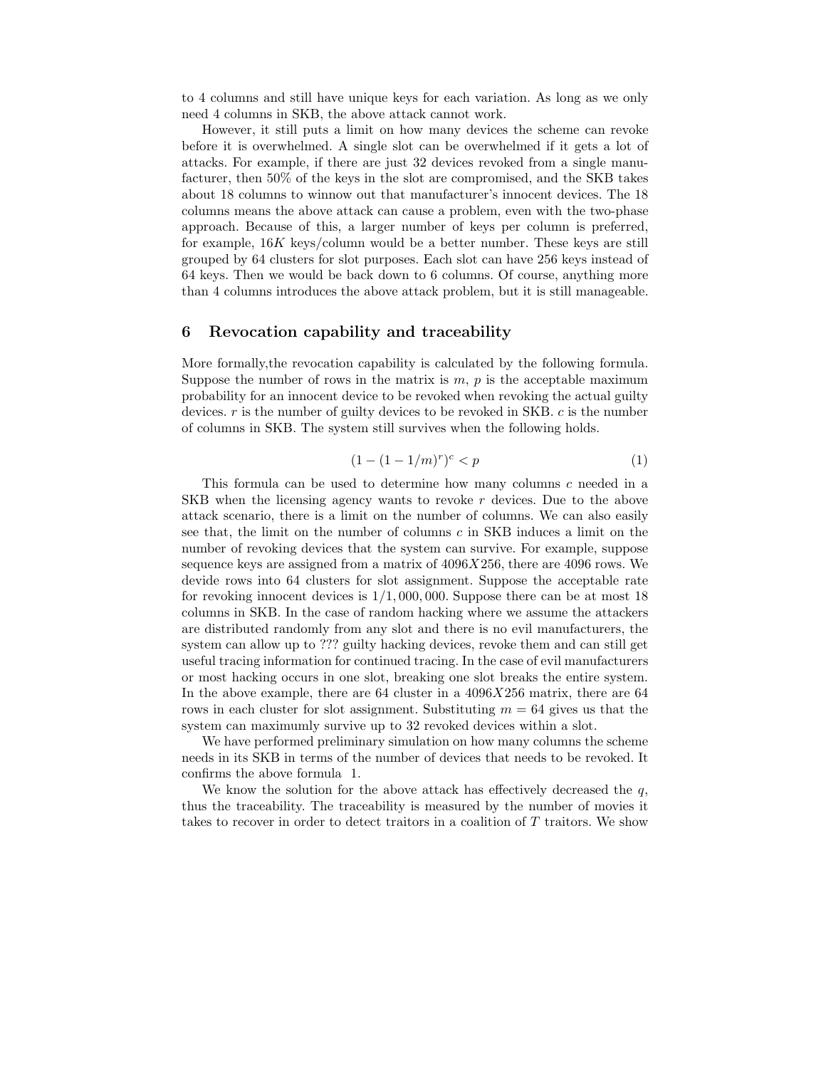to 4 columns and still have unique keys for each variation. As long as we only need 4 columns in SKB, the above attack cannot work.

However, it still puts a limit on how many devices the scheme can revoke before it is overwhelmed. A single slot can be overwhelmed if it gets a lot of attacks. For example, if there are just 32 devices revoked from a single manufacturer, then 50% of the keys in the slot are compromised, and the SKB takes about 18 columns to winnow out that manufacturer's innocent devices. The 18 columns means the above attack can cause a problem, even with the two-phase approach. Because of this, a larger number of keys per column is preferred, for example, $16K$ keys/column would be a better number. These keys are still grouped by 64 clusters for slot purposes. Each slot can have 256 keys instead of 64 keys. Then we would be back down to 6 columns. Of course, anything more than 4 columns introduces the above attack problem, but it is still manageable.

## 6 Revocation capability and traceability

More formally,the revocation capability is calculated by the following formula. Suppose the number of rows in the matrix is $m$, $p$ is the acceptable maximum probability for an innocent device to be revoked when revoking the actual guilty devices. $r$ is the number of guilty devices to be revoked in SKB. $c$ is the number of columns in SKB. The system still survives when the following holds.

$$(1 - (1 - 1/m)^r)^c < p \tag{1}$$

This formula can be used to determine how many columns $c$ needed in a SKB when the licensing agency wants to revoke $r$ devices. Due to the above attack scenario, there is a limit on the number of columns. We can also easily see that, the limit on the number of columns $c$ in SKB induces a limit on the number of revoking devices that the system can survive. For example, suppose sequence keys are assigned from a matrix of $4096X256$, there are 4096 rows. We devide rows into 64 clusters for slot assignment. Suppose the acceptable rate for revoking innocent devices is $1/1,000,000$. Suppose there can be at most 18 columns in SKB. In the case of random hacking where we assume the attackers are distributed randomly from any slot and there is no evil manufacturers, the system can allow up to ??? guilty hacking devices, revoke them and can still get useful tracing information for continued tracing. In the case of evil manufacturers or most hacking occurs in one slot, breaking one slot breaks the entire system. In the above example, there are 64 cluster in a $4096X256$ matrix, there are 64 rows in each cluster for slot assignment. Substituting $m = 64$ gives us that the system can maximumly survive up to 32 revoked devices within a slot.

We have performed preliminary simulation on how many columns the scheme needs in its SKB in terms of the number of devices that needs to be revoked. It confirms the above formula 1.

We know the solution for the above attack has effectively decreased the $q$, thus the traceability. The traceability is measured by the number of movies it takes to recover in order to detect traitors in a coalition of $T$ traitors. We show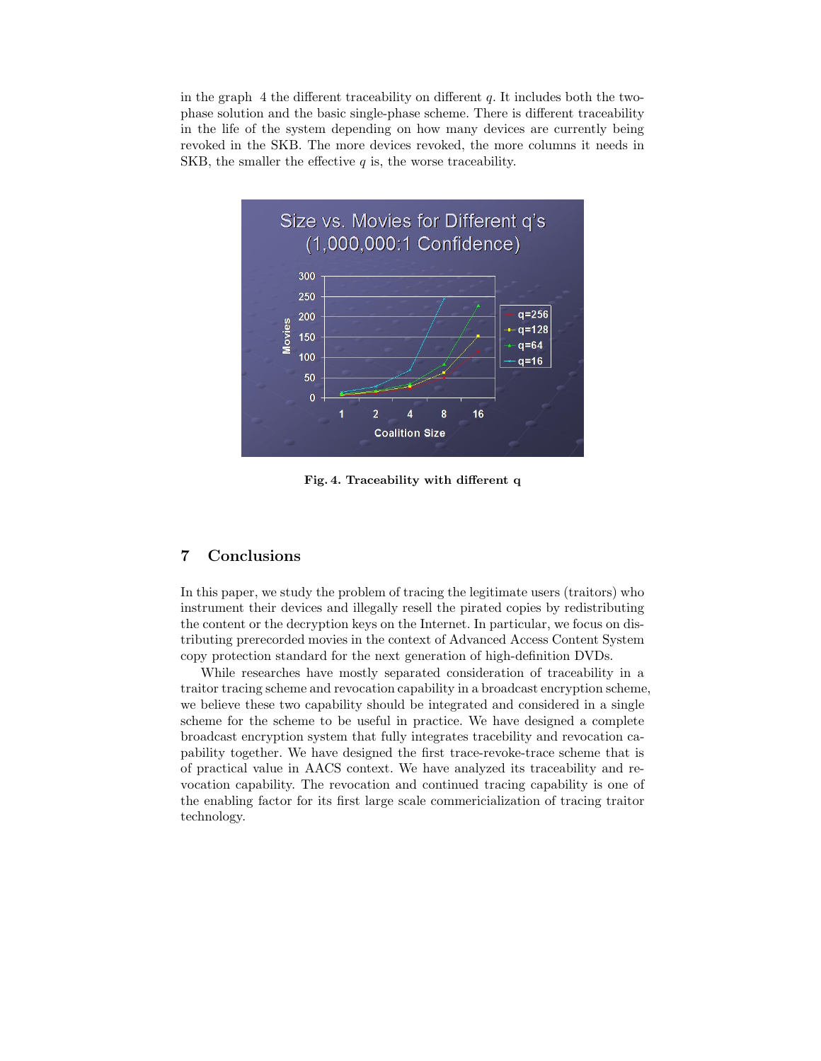in the graph 4 the different traceability on different $q$. It includes both the two-phase solution and the basic single-phase scheme. There is different traceability in the life of the system depending on how many devices are currently being revoked in the SKB. The more devices revoked, the more columns it needs in SKB, the smaller the effective $q$ is, the worse traceability.

**Fig. 4. Traceability with different q**

## 7 Conclusions

In this paper, we study the problem of tracing the legitimate users (traitors) who instrument their devices and illegally resell the pirated copies by redistributing the content or the decryption keys on the Internet. In particular, we focus on distributing prerecorded movies in the context of Advanced Access Content System copy protection standard for the next generation of high-definition DVDs.

While researches have mostly separated consideration of traceability in a traitor tracing scheme and revocation capability in a broadcast encryption scheme, we believe these two capability should be integrated and considered in a single scheme for the scheme to be useful in practice. We have designed a complete broadcast encryption system that fully integrates tracebility and revocation capability together. We have designed the first trace-revoke-trace scheme that is of practical value in AACS context. We have analyzed its traceability and revocation capability. The revocation and continued tracing capability is one of the enabling factor for its first large scale commericialization of tracing traitor technology.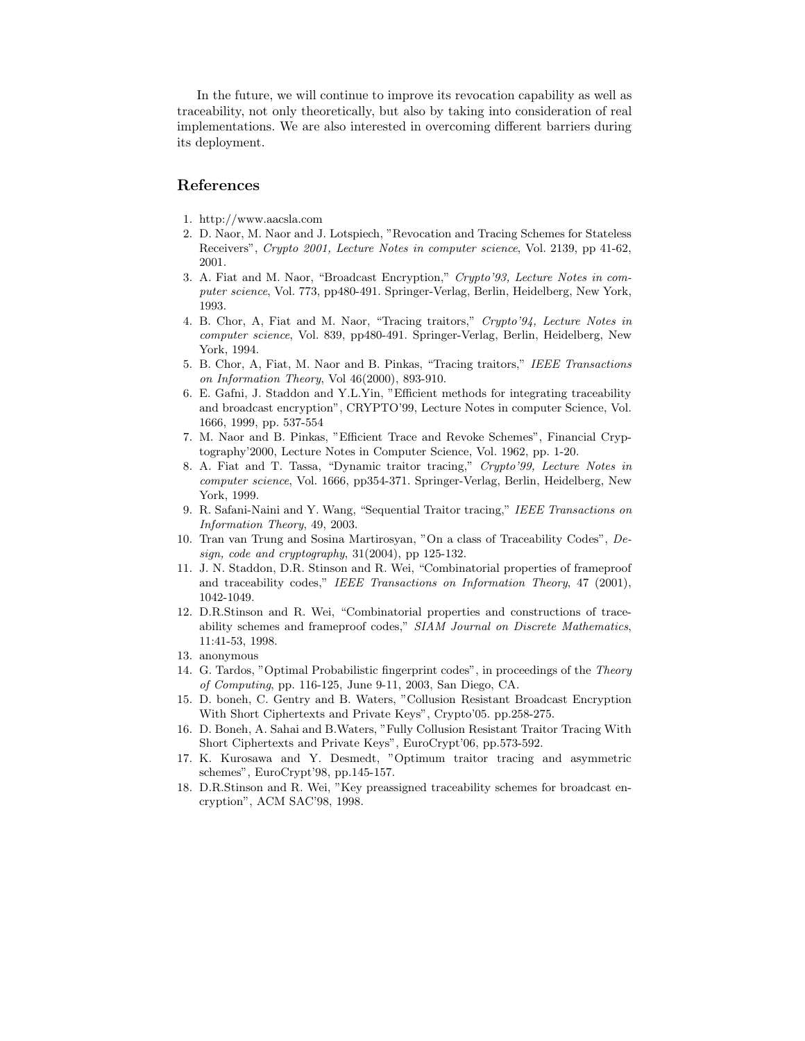In the future, we will continue to improve its revocation capability as well as traceability, not only theoretically, but also by taking into consideration of real implementations. We are also interested in overcoming different barriers during its deployment.

## References

1. http://www.aacsla.com
2. D. Naor, M. Naor and J. Lotspiech, "Revocation and Tracing Schemes for Stateless Receivers", *Crypto 2001, Lecture Notes in computer science*, Vol. 2139, pp 41-62, 2001.
3. A. Fiat and M. Naor, "Broadcast Encryption," *Crypto'93, Lecture Notes in computer science*, Vol. 773, pp480-491. Springer-Verlag, Berlin, Heidelberg, New York, 1993.
4. B. Chor, A, Fiat and M. Naor, "Tracing traitors," *Crypto'94, Lecture Notes in computer science*, Vol. 839, pp480-491. Springer-Verlag, Berlin, Heidelberg, New York, 1994.
5. B. Chor, A, Fiat, M. Naor and B. Pinkas, "Tracing traitors," *IEEE Transactions on Information Theory*, Vol 46(2000), 893-910.
6. E. Gafni, J. Staddon and Y.L.Yin, "Efficient methods for integrating traceability and broadcast encryption", CRYPTO'99, Lecture Notes in computer Science, Vol. 1666, 1999, pp. 537-554
7. M. Naor and B. Pinkas, "Efficient Trace and Revoke Schemes", Financial Cryptography'2000, Lecture Notes in Computer Science, Vol. 1962, pp. 1-20.
8. A. Fiat and T. Tassa, "Dynamic traitor tracing," *Crypto'99, Lecture Notes in computer science*, Vol. 1666, pp354-371. Springer-Verlag, Berlin, Heidelberg, New York, 1999.
9. R. Safani-Naini and Y. Wang, "Sequential Traitor tracing," *IEEE Transactions on Information Theory*, 49, 2003.
10. Tran van Trung and Sosina Martirosyan, "On a class of Traceability Codes", *Design, code and cryptography*, 31(2004), pp 125-132.
11. J. N. Staddon, D.R. Stinson and R. Wei, "Combinatorial properties of frameproof and traceability codes," *IEEE Transactions on Information Theory*, 47 (2001), 1042-1049.
12. D.R.Stinson and R. Wei, "Combinatorial properties and constructions of traceability schemes and frameproof codes," *SIAM Journal on Discrete Mathematics*, 11:41-53, 1998.
13. anonymous
14. G. Tardos, "Optimal Probabilistic fingerprint codes", in proceedings of the *Theory of Computing*, pp. 116-125, June 9-11, 2003, San Diego, CA.
15. D. boneh, C. Gentry and B. Waters, "Collusion Resistant Broadcast Encryption With Short Ciphertexts and Private Keys", Crypto'05. pp.258-275.
16. D. Boneh, A. Sahai and B.Waters, "Fully Collusion Resistant Traitor Tracing With Short Ciphertexts and Private Keys", EuroCrypt'06, pp.573-592.
17. K. Kurosawa and Y. Desmedt, "Optimum traitor tracing and asymmetric schemes", EuroCrypt'98, pp.145-157.
18. D.R.Stinson and R. Wei, "Key preassigned traceability schemes for broadcast encryption", ACM SAC'98, 1998.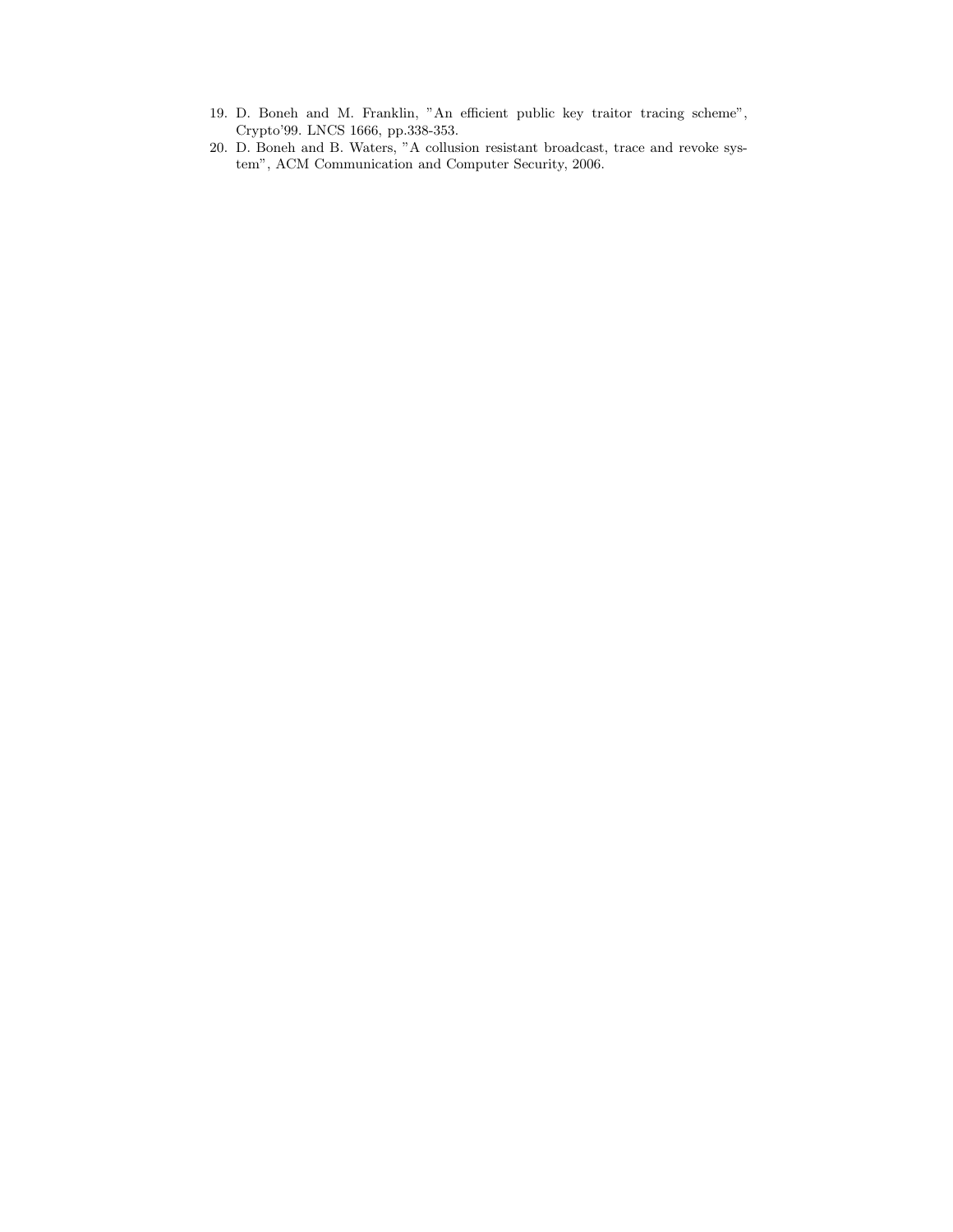19. D. Boneh and M. Franklin, "An efficient public key traitor tracing scheme", Crypto'99. LNCS 1666, pp.338-353.
20. D. Boneh and B. Waters, "A collusion resistant broadcast, trace and revoke system", ACM Communication and Computer Security, 2006.